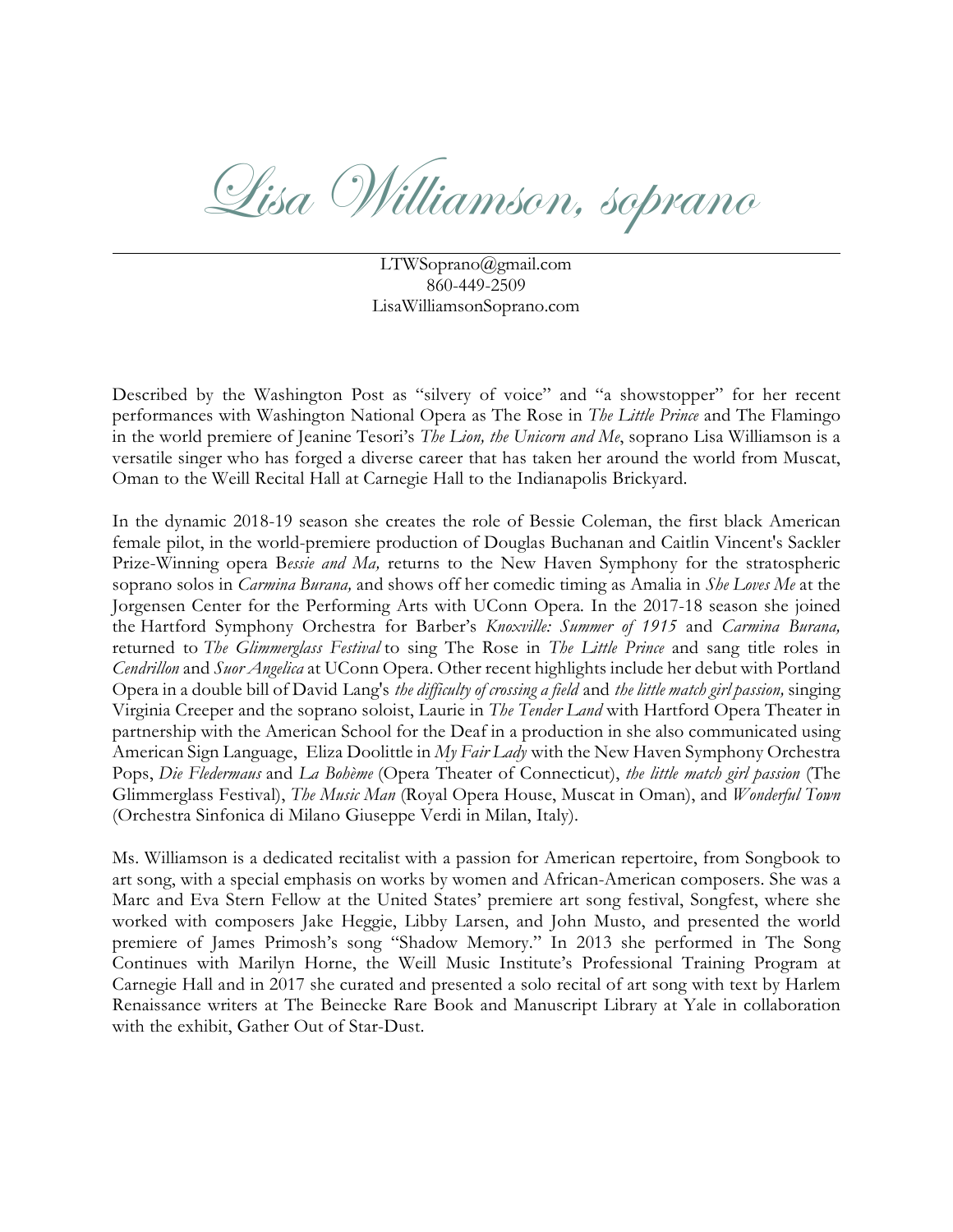# *Lisa Williamson, soprano*

---

LTWSoprano@gmail.com
860-449-2509
LisaWilliamsonSoprano.com

Described by the Washington Post as "silvery of voice" and "a showstopper" for her recent performances with Washington National Opera as The Rose in *The Little Prince* and The Flamingo in the world premiere of Jeanine Tesori's *The Lion, the Unicorn and Me*, soprano Lisa Williamson is a versatile singer who has forged a diverse career that has taken her around the world from Muscat, Oman to the Weill Recital Hall at Carnegie Hall to the Indianapolis Brickyard.

In the dynamic 2018-19 season she creates the role of Bessie Coleman, the first black American female pilot, in the world-premiere production of Douglas Buchanan and Caitlin Vincent's Sackler Prize-Winning opera B*essie and Ma,* returns to the New Haven Symphony for the stratospheric soprano solos in *Carmina Burana,* and shows off her comedic timing as Amalia in *She Loves Me* at the Jorgensen Center for the Performing Arts with UConn Opera. In the 2017-18 season she joined the Hartford Symphony Orchestra for Barber's *Knoxville: Summer of 1915* and *Carmina Burana,* returned to *The Glimmerglass Festival* to sing The Rose in *The Little Prince* and sang title roles in *Cendrillon* and *Suor Angelica* at UConn Opera. Other recent highlights include her debut with Portland Opera in a double bill of David Lang's *the difficulty of crossing a field* and *the little match girl passion,* singing Virginia Creeper and the soprano soloist, Laurie in *The Tender Land* with Hartford Opera Theater in partnership with the American School for the Deaf in a production in she also communicated using American Sign Language, Eliza Doolittle in *My Fair Lady* with the New Haven Symphony Orchestra Pops, *Die Fledermaus* and *La Bohème* (Opera Theater of Connecticut), *the little match girl passion* (The Glimmerglass Festival), *The Music Man* (Royal Opera House, Muscat in Oman), and *Wonderful Town* (Orchestra Sinfonica di Milano Giuseppe Verdi in Milan, Italy).

Ms. Williamson is a dedicated recitalist with a passion for American repertoire, from Songbook to art song, with a special emphasis on works by women and African-American composers. She was a Marc and Eva Stern Fellow at the United States' premiere art song festival, Songfest, where she worked with composers Jake Heggie, Libby Larsen, and John Musto, and presented the world premiere of James Primosh's song "Shadow Memory." In 2013 she performed in The Song Continues with Marilyn Horne, the Weill Music Institute's Professional Training Program at Carnegie Hall and in 2017 she curated and presented a solo recital of art song with text by Harlem Renaissance writers at The Beinecke Rare Book and Manuscript Library at Yale in collaboration with the exhibit, Gather Out of Star-Dust.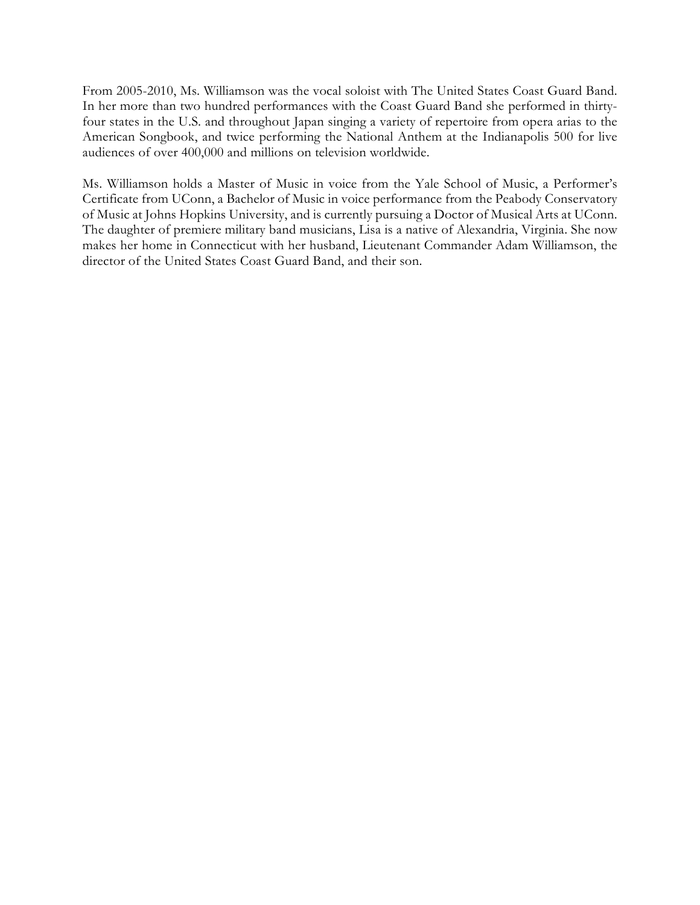From 2005-2010, Ms. Williamson was the vocal soloist with The United States Coast Guard Band. In her more than two hundred performances with the Coast Guard Band she performed in thirty-four states in the U.S. and throughout Japan singing a variety of repertoire from opera arias to the American Songbook, and twice performing the National Anthem at the Indianapolis 500 for live audiences of over 400,000 and millions on television worldwide.

Ms. Williamson holds a Master of Music in voice from the Yale School of Music, a Performer's Certificate from UConn, a Bachelor of Music in voice performance from the Peabody Conservatory of Music at Johns Hopkins University, and is currently pursuing a Doctor of Musical Arts at UConn. The daughter of premiere military band musicians, Lisa is a native of Alexandria, Virginia. She now makes her home in Connecticut with her husband, Lieutenant Commander Adam Williamson, the director of the United States Coast Guard Band, and their son.